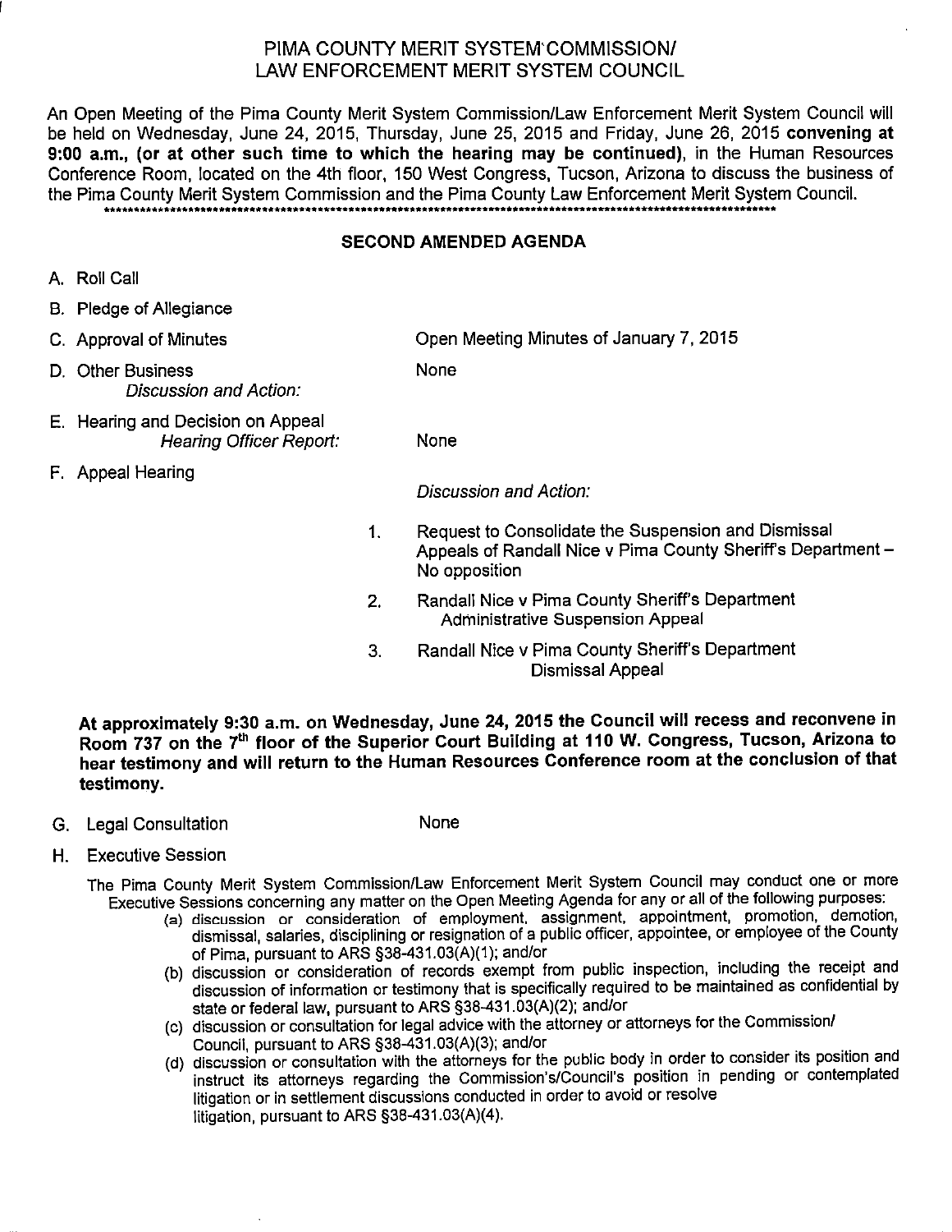# PIMA COUNTY MERIT SYSTEM COMMISSION/ LAW ENFORCEMENT MERIT SYSTEM COUNCIL

An Open Meeting of the Pima County Merit System Commission/Law Enforcement Merit System Council will be held on Wednesday, June 24, 2015, Thursday, June 25, 2015 and Friday, June 26, 2015 **convening at 9:00 a.m., (or at other such time to which the hearing may be continued)**, in the Human Resources Conference Room, located on the 4th floor, 150 West Congress, Tucson, Arizona to discuss the business of the Pima County Merit System Commission and the Pima County Law Enforcement Merit System Council.

## SECOND AMENDED AGENDA

A. Roll Call

B. Pledge of Allegiance

C. Approval of Minutes — Open Meeting Minutes of January 7, 2015

D. Other Business
*Discussion and Action:* — None

E. Hearing and Decision on Appeal
*Hearing Officer Report:* — None

F. Appeal Hearing

*Discussion and Action:*

1. Request to Consolidate the Suspension and Dismissal Appeals of Randall Nice v Pima County Sheriff's Department – No opposition
2. Randall Nice v Pima County Sheriff's Department
   Administrative Suspension Appeal
3. Randall Nice v Pima County Sheriff's Department
   Dismissal Appeal

**At approximately 9:30 a.m. on Wednesday, June 24, 2015 the Council will recess and reconvene in Room 737 on the 7th floor of the Superior Court Building at 110 W. Congress, Tucson, Arizona to hear testimony and will return to the Human Resources Conference room at the conclusion of that testimony.**

G. Legal Consultation — None

H. Executive Session

The Pima County Merit System Commission/Law Enforcement Merit System Council may conduct one or more Executive Sessions concerning any matter on the Open Meeting Agenda for any or all of the following purposes:

(a) discussion or consideration of employment, assignment, appointment, promotion, demotion, dismissal, salaries, disciplining or resignation of a public officer, appointee, or employee of the County of Pima, pursuant to ARS §38-431.03(A)(1); and/or

(b) discussion or consideration of records exempt from public inspection, including the receipt and discussion of information or testimony that is specifically required to be maintained as confidential by state or federal law, pursuant to ARS §38-431.03(A)(2); and/or

(c) discussion or consultation for legal advice with the attorney or attorneys for the Commission/ Council, pursuant to ARS §38-431.03(A)(3); and/or

(d) discussion or consultation with the attorneys for the public body in order to consider its position and instruct its attorneys regarding the Commission's/Council's position in pending or contemplated litigation or in settlement discussions conducted in order to avoid or resolve litigation, pursuant to ARS §38-431.03(A)(4).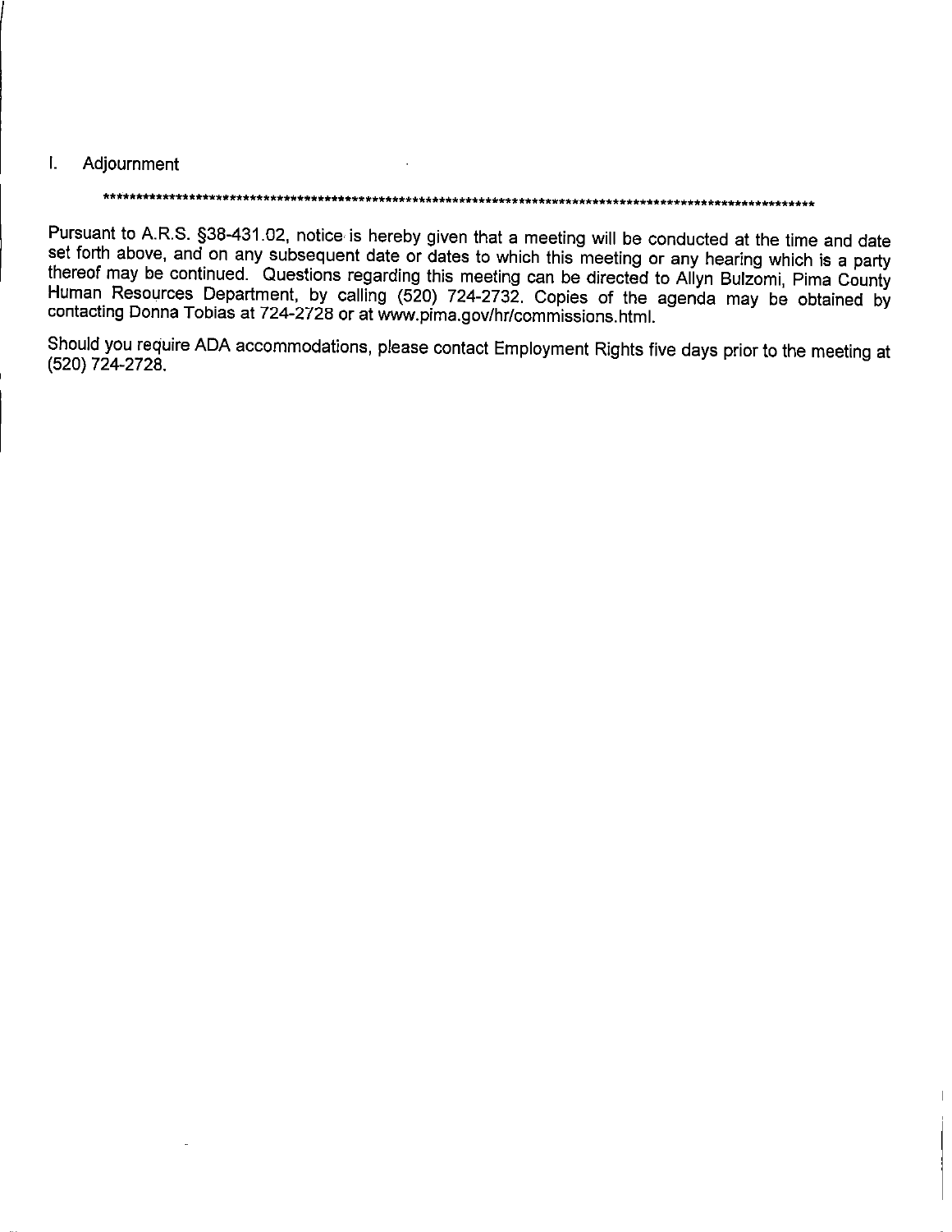I. Adjournment

*******************************************************************************************************************

Pursuant to A.R.S. §38-431.02, notice is hereby given that a meeting will be conducted at the time and date set forth above, and on any subsequent date or dates to which this meeting or any hearing which is a party thereof may be continued. Questions regarding this meeting can be directed to Allyn Bulzomi, Pima County Human Resources Department, by calling (520) 724-2732. Copies of the agenda may be obtained by contacting Donna Tobias at 724-2728 or at www.pima.gov/hr/commissions.html.

Should you require ADA accommodations, please contact Employment Rights five days prior to the meeting at (520) 724-2728.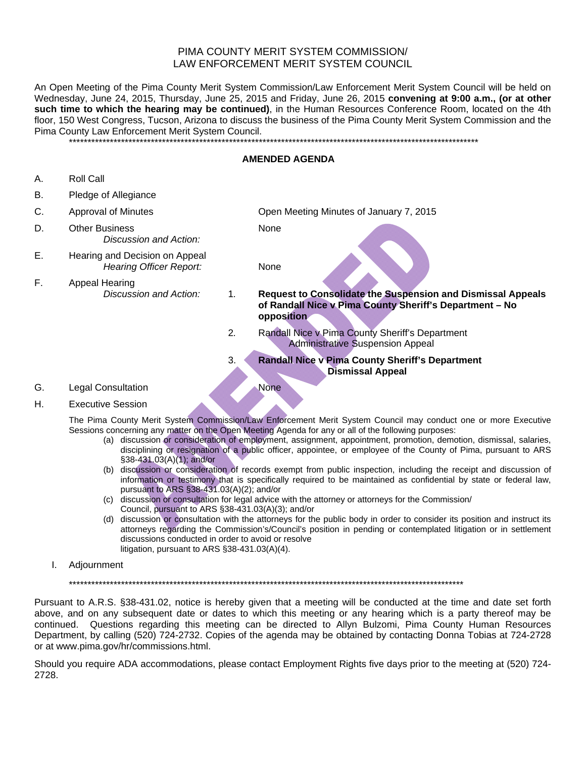PIMA COUNTY MERIT SYSTEM COMMISSION/
LAW ENFORCEMENT MERIT SYSTEM COUNCIL

An Open Meeting of the Pima County Merit System Commission/Law Enforcement Merit System Council will be held on Wednesday, June 24, 2015, Thursday, June 25, 2015 and Friday, June 26, 2015 **convening at 9:00 a.m., (or at other such time to which the hearing may be continued)**, in the Human Resources Conference Room, located on the 4th floor, 150 West Congress, Tucson, Arizona to discuss the business of the Pima County Merit System Commission and the Pima County Law Enforcement Merit System Council.

******************************************************************************************************

**AMENDED AGENDA**

A. Roll Call

B. Pledge of Allegiance

C. Approval of Minutes — Open Meeting Minutes of January 7, 2015

D. Other Business
   *Discussion and Action:* None

E. Hearing and Decision on Appeal
   *Hearing Officer Report:* None

F. Appeal Hearing
   *Discussion and Action:*
   1. **Request to Consolidate the Suspension and Dismissal Appeals of Randall Nice v Pima County Sheriff's Department – No opposition**
   2. Randall Nice v Pima County Sheriff's Department
      Administrative Suspension Appeal
   3. **Randall Nice v Pima County Sheriff's Department**
      **Dismissal Appeal**

G. Legal Consultation — None

H. Executive Session

The Pima County Merit System Commission/Law Enforcement Merit System Council may conduct one or more Executive Sessions concerning any matter on the Open Meeting Agenda for any or all of the following purposes:

(a) discussion or consideration of employment, assignment, appointment, promotion, demotion, dismissal, salaries, disciplining or resignation of a public officer, appointee, or employee of the County of Pima, pursuant to ARS §38-431.03(A)(1); and/or

(b) discussion or consideration of records exempt from public inspection, including the receipt and discussion of information or testimony that is specifically required to be maintained as confidential by state or federal law, pursuant to ARS §38-431.03(A)(2); and/or

(c) discussion or consultation for legal advice with the attorney or attorneys for the Commission/Council, pursuant to ARS §38-431.03(A)(3); and/or

(d) discussion or consultation with the attorneys for the public body in order to consider its position and instruct its attorneys regarding the Commission's/Council's position in pending or contemplated litigation or in settlement discussions conducted in order to avoid or resolve litigation, pursuant to ARS §38-431.03(A)(4).

I. Adjournment

******************************************************************************************************

Pursuant to A.R.S. §38-431.02, notice is hereby given that a meeting will be conducted at the time and date set forth above, and on any subsequent date or dates to which this meeting or any hearing which is a party thereof may be continued. Questions regarding this meeting can be directed to Allyn Bulzomi, Pima County Human Resources Department, by calling (520) 724-2732. Copies of the agenda may be obtained by contacting Donna Tobias at 724-2728 or at www.pima.gov/hr/commissions.html.

Should you require ADA accommodations, please contact Employment Rights five days prior to the meeting at (520) 724-2728.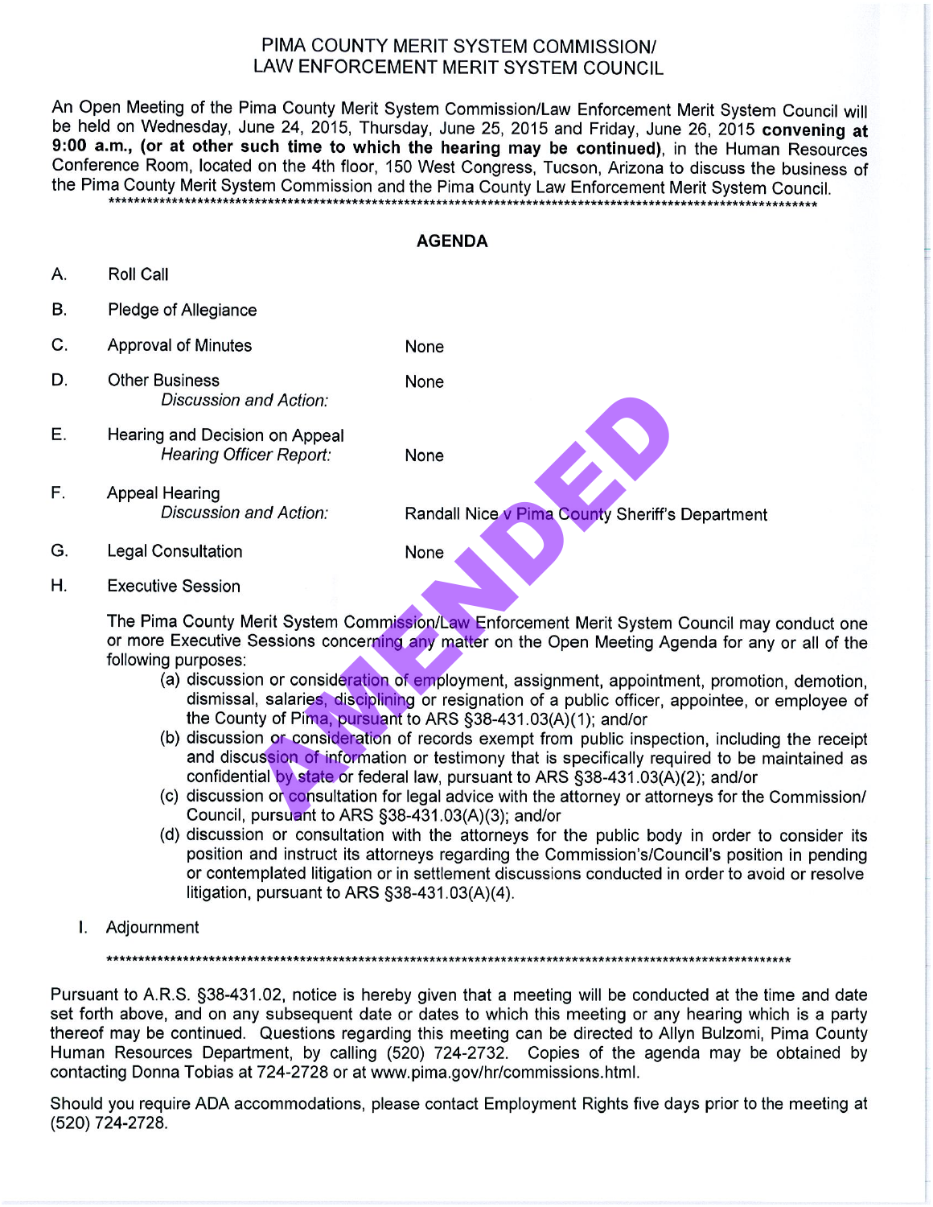# PIMA COUNTY MERIT SYSTEM COMMISSION/ LAW ENFORCEMENT MERIT SYSTEM COUNCIL

An Open Meeting of the Pima County Merit System Commission/Law Enforcement Merit System Council will be held on Wednesday, June 24, 2015, Thursday, June 25, 2015 and Friday, June 26, 2015 **convening at 9:00 a.m., (or at other such time to which the hearing may be continued)**, in the Human Resources Conference Room, located on the 4th floor, 150 West Congress, Tucson, Arizona to discuss the business of the Pima County Merit System Commission and the Pima County Law Enforcement Merit System Council.

*******************************************************************************************************

AMENDED

## AGENDA

A. Roll Call

B. Pledge of Allegiance

C. Approval of Minutes — None

D. Other Business
*Discussion and Action:* — None

E. Hearing and Decision on Appeal
*Hearing Officer Report:* — None

F. Appeal Hearing
*Discussion and Action:* — Randall Nice v Pima County Sheriff's Department

G. Legal Consultation — None

H. Executive Session

The Pima County Merit System Commission/Law Enforcement Merit System Council may conduct one or more Executive Sessions concerning any matter on the Open Meeting Agenda for any or all of the following purposes:

(a) discussion or consideration of employment, assignment, appointment, promotion, demotion, dismissal, salaries, disciplining or resignation of a public officer, appointee, or employee of the County of Pima, pursuant to ARS §38-431.03(A)(1); and/or
(b) discussion or consideration of records exempt from public inspection, including the receipt and discussion of information or testimony that is specifically required to be maintained as confidential by state or federal law, pursuant to ARS §38-431.03(A)(2); and/or
(c) discussion or consultation for legal advice with the attorney or attorneys for the Commission/ Council, pursuant to ARS §38-431.03(A)(3); and/or
(d) discussion or consultation with the attorneys for the public body in order to consider its position and instruct its attorneys regarding the Commission's/Council's position in pending or contemplated litigation or in settlement discussions conducted in order to avoid or resolve litigation, pursuant to ARS §38-431.03(A)(4).

I. Adjournment

*******************************************************************************************************

Pursuant to A.R.S. §38-431.02, notice is hereby given that a meeting will be conducted at the time and date set forth above, and on any subsequent date or dates to which this meeting or any hearing which is a party thereof may be continued. Questions regarding this meeting can be directed to Allyn Bulzomi, Pima County Human Resources Department, by calling (520) 724-2732. Copies of the agenda may be obtained by contacting Donna Tobias at 724-2728 or at www.pima.gov/hr/commissions.html.

Should you require ADA accommodations, please contact Employment Rights five days prior to the meeting at (520) 724-2728.